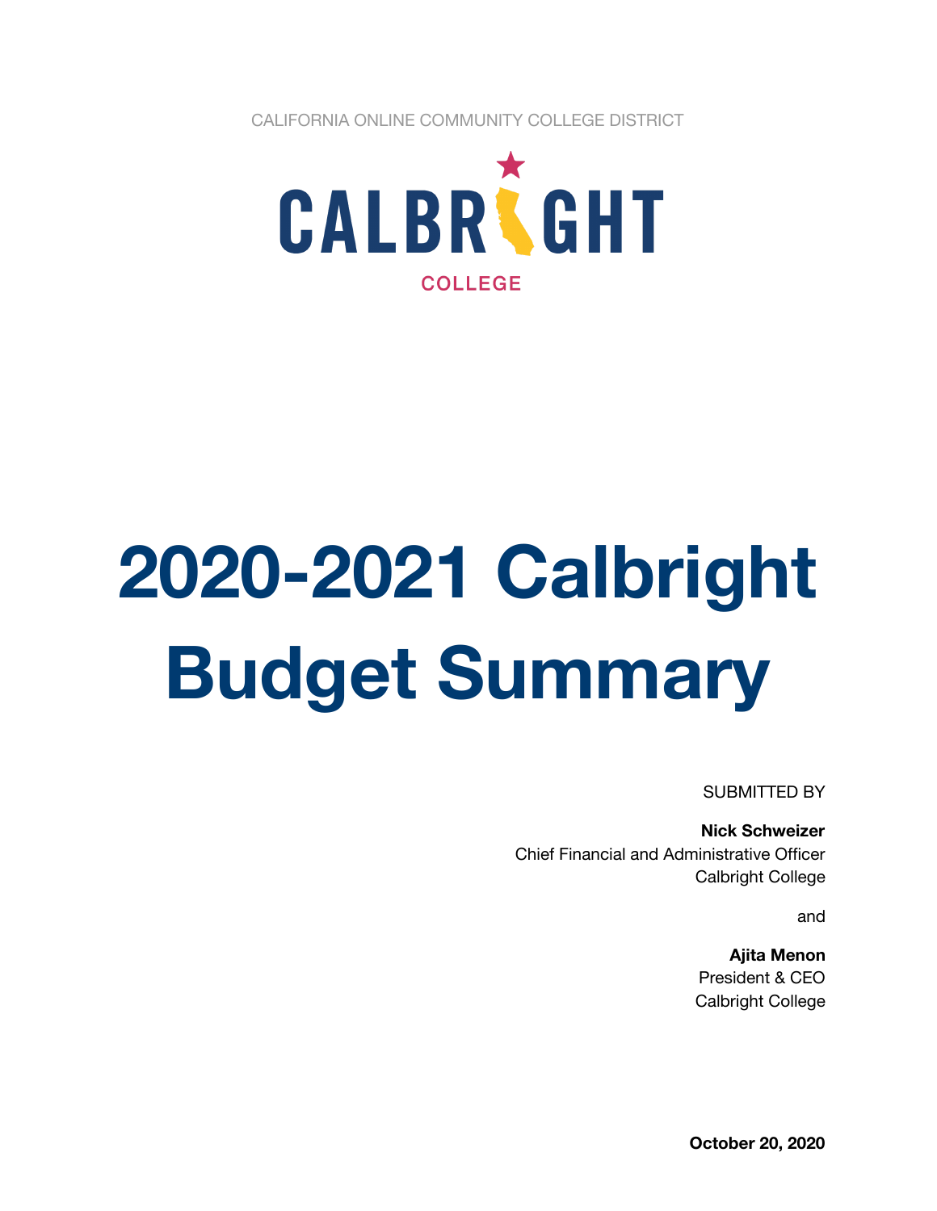CALIFORNIA ONLINE COMMUNITY COLLEGE DISTRICT

CALBRIGHT

COLLEGE

# 2020-2021 Calbright Budget Summary

SUBMITTED BY

**Nick Schweizer**
Chief Financial and Administrative Officer
Calbright College

and

**Ajita Menon**
President & CEO
Calbright College

**October 20, 2020**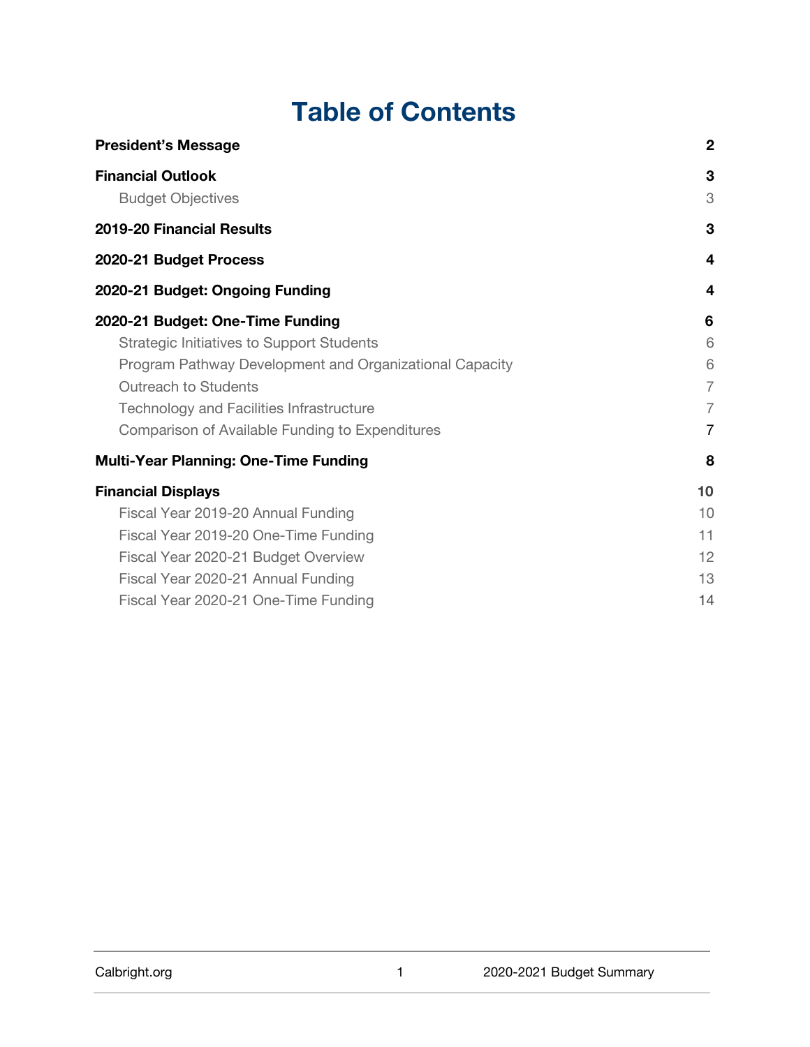# Table of Contents

| | |
|---|---|
| **President's Message** | **2** |
| **Financial Outlook** | **3** |
| Budget Objectives | 3 |
| **2019-20 Financial Results** | **3** |
| **2020-21 Budget Process** | **4** |
| **2020-21 Budget: Ongoing Funding** | **4** |
| **2020-21 Budget: One-Time Funding** | **6** |
| Strategic Initiatives to Support Students | 6 |
| Program Pathway Development and Organizational Capacity | 6 |
| Outreach to Students | 7 |
| Technology and Facilities Infrastructure | 7 |
| Comparison of Available Funding to Expenditures | 7 |
| **Multi-Year Planning: One-Time Funding** | **8** |
| **Financial Displays** | **10** |
| Fiscal Year 2019-20 Annual Funding | 10 |
| Fiscal Year 2019-20 One-Time Funding | 11 |
| Fiscal Year 2020-21 Budget Overview | 12 |
| Fiscal Year 2020-21 Annual Funding | 13 |
| Fiscal Year 2020-21 One-Time Funding | 14 |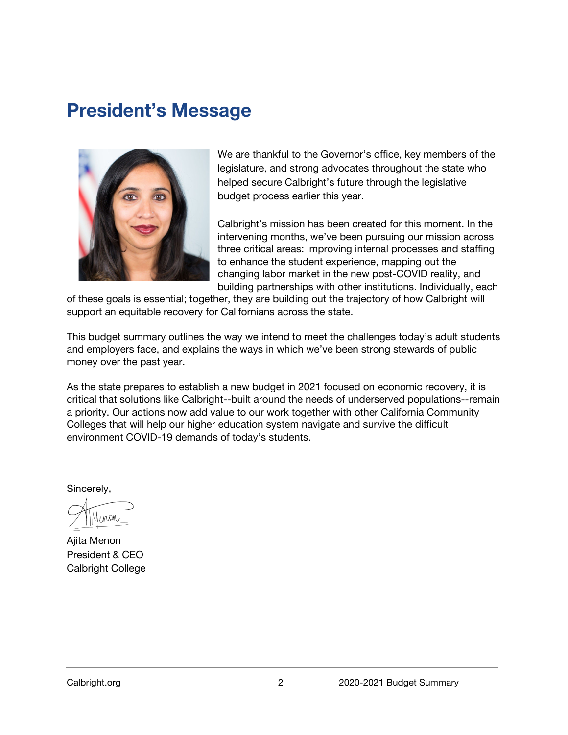## President's Message

We are thankful to the Governor's office, key members of the legislature, and strong advocates throughout the state who helped secure Calbright's future through the legislative budget process earlier this year.

Calbright's mission has been created for this moment. In the intervening months, we've been pursuing our mission across three critical areas: improving internal processes and staffing to enhance the student experience, mapping out the changing labor market in the new post-COVID reality, and building partnerships with other institutions. Individually, each of these goals is essential; together, they are building out the trajectory of how Calbright will support an equitable recovery for Californians across the state.

This budget summary outlines the way we intend to meet the challenges today's adult students and employers face, and explains the ways in which we've been strong stewards of public money over the past year.

As the state prepares to establish a new budget in 2021 focused on economic recovery, it is critical that solutions like Calbright--built around the needs of underserved populations--remain a priority. Our actions now add value to our work together with other California Community Colleges that will help our higher education system navigate and survive the difficult environment COVID-19 demands of today's students.

Sincerely,

Ajita Menon
President & CEO
Calbright College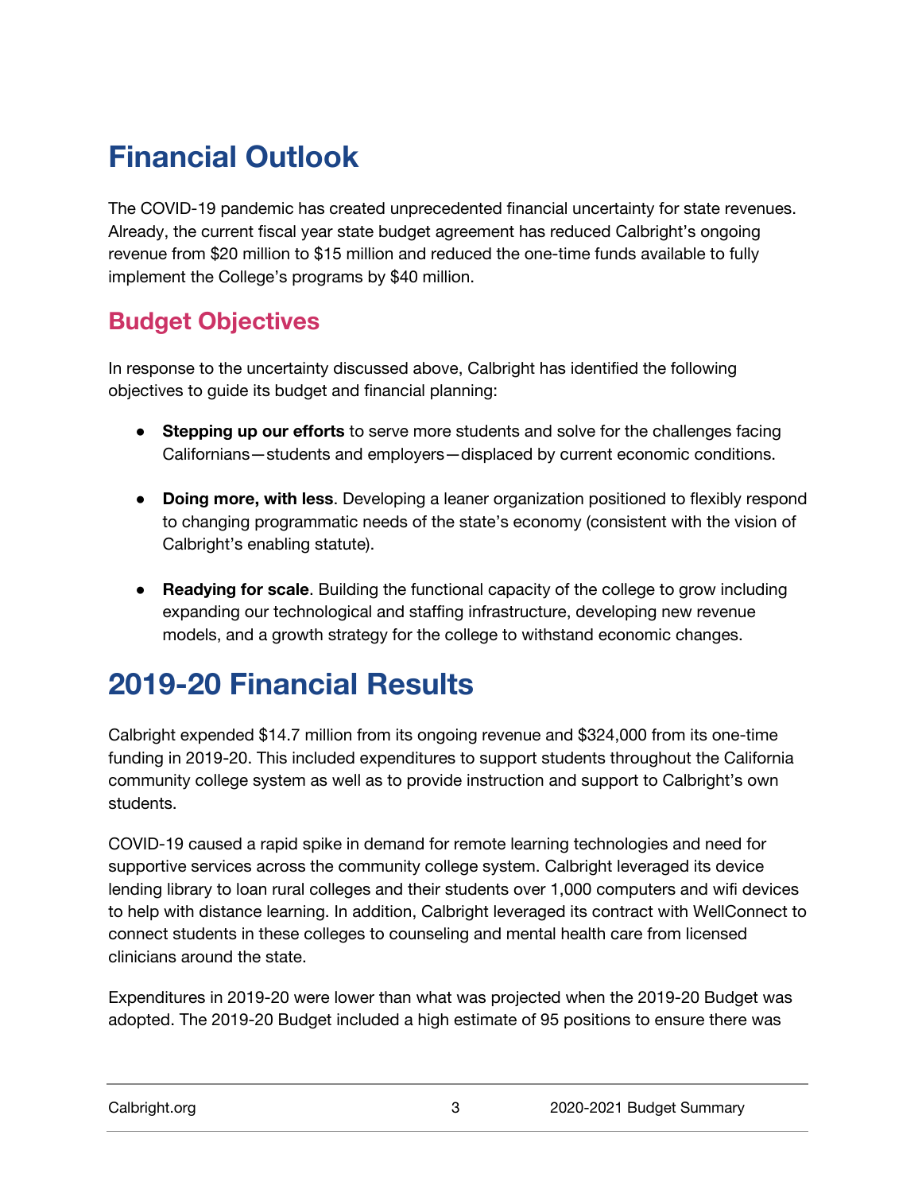# Financial Outlook

The COVID-19 pandemic has created unprecedented financial uncertainty for state revenues. Already, the current fiscal year state budget agreement has reduced Calbright's ongoing revenue from $20 million to $15 million and reduced the one-time funds available to fully implement the College's programs by $40 million.

## Budget Objectives

In response to the uncertainty discussed above, Calbright has identified the following objectives to guide its budget and financial planning:

- **Stepping up our efforts** to serve more students and solve for the challenges facing Californians—students and employers—displaced by current economic conditions.
- **Doing more, with less**. Developing a leaner organization positioned to flexibly respond to changing programmatic needs of the state's economy (consistent with the vision of Calbright's enabling statute).
- **Readying for scale**. Building the functional capacity of the college to grow including expanding our technological and staffing infrastructure, developing new revenue models, and a growth strategy for the college to withstand economic changes.

# 2019-20 Financial Results

Calbright expended $14.7 million from its ongoing revenue and $324,000 from its one-time funding in 2019-20. This included expenditures to support students throughout the California community college system as well as to provide instruction and support to Calbright's own students.

COVID-19 caused a rapid spike in demand for remote learning technologies and need for supportive services across the community college system. Calbright leveraged its device lending library to loan rural colleges and their students over 1,000 computers and wifi devices to help with distance learning. In addition, Calbright leveraged its contract with WellConnect to connect students in these colleges to counseling and mental health care from licensed clinicians around the state.

Expenditures in 2019-20 were lower than what was projected when the 2019-20 Budget was adopted. The 2019-20 Budget included a high estimate of 95 positions to ensure there was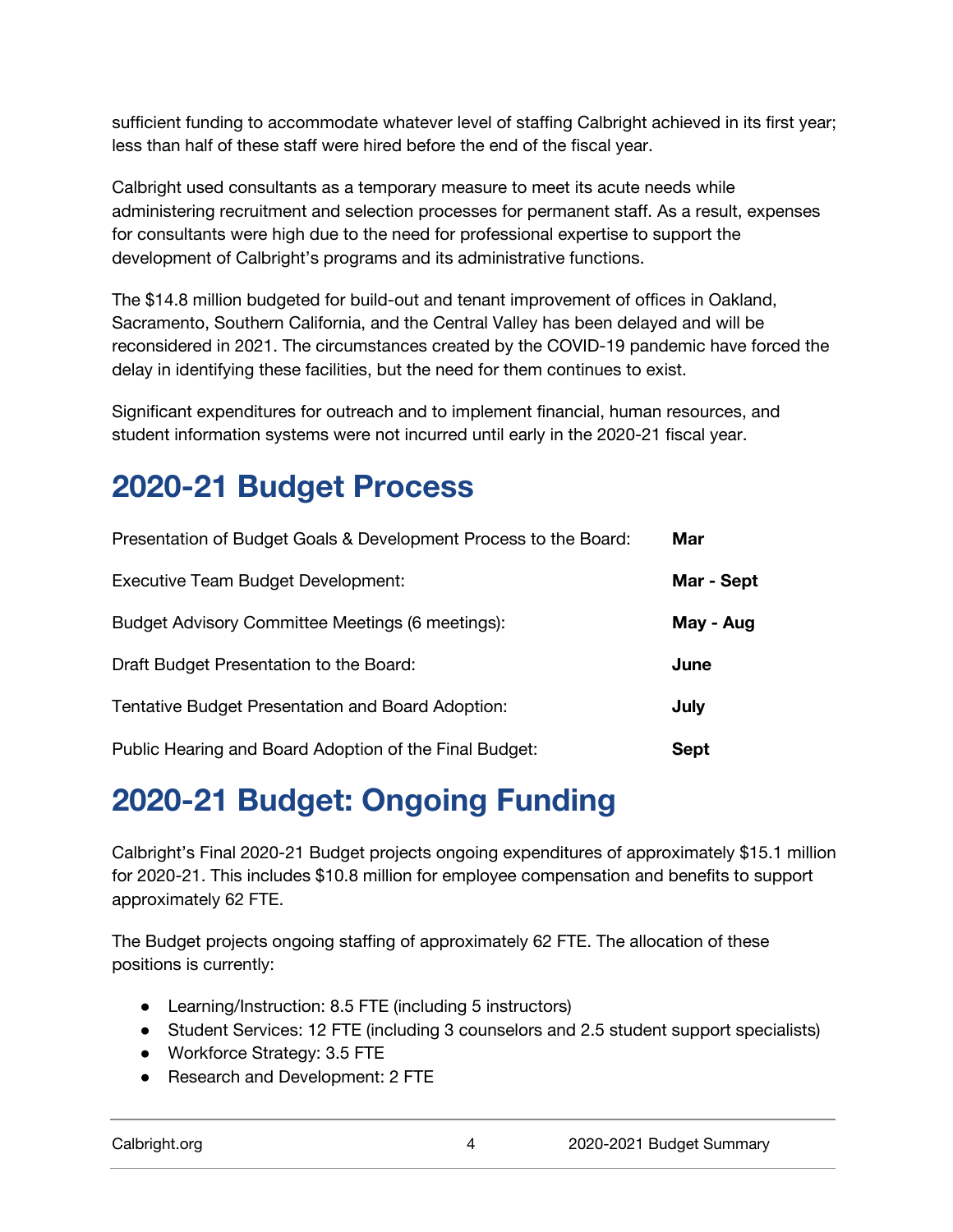sufficient funding to accommodate whatever level of staffing Calbright achieved in its first year; less than half of these staff were hired before the end of the fiscal year.

Calbright used consultants as a temporary measure to meet its acute needs while administering recruitment and selection processes for permanent staff. As a result, expenses for consultants were high due to the need for professional expertise to support the development of Calbright's programs and its administrative functions.

The $14.8 million budgeted for build-out and tenant improvement of offices in Oakland, Sacramento, Southern California, and the Central Valley has been delayed and will be reconsidered in 2021. The circumstances created by the COVID-19 pandemic have forced the delay in identifying these facilities, but the need for them continues to exist.

Significant expenditures for outreach and to implement financial, human resources, and student information systems were not incurred until early in the 2020-21 fiscal year.

# 2020-21 Budget Process

| | |
|---|---|
| Presentation of Budget Goals & Development Process to the Board: | **Mar** |
| Executive Team Budget Development: | **Mar - Sept** |
| Budget Advisory Committee Meetings (6 meetings): | **May - Aug** |
| Draft Budget Presentation to the Board: | **June** |
| Tentative Budget Presentation and Board Adoption: | **July** |
| Public Hearing and Board Adoption of the Final Budget: | **Sept** |

# 2020-21 Budget: Ongoing Funding

Calbright's Final 2020-21 Budget projects ongoing expenditures of approximately $15.1 million for 2020-21. This includes $10.8 million for employee compensation and benefits to support approximately 62 FTE.

The Budget projects ongoing staffing of approximately 62 FTE. The allocation of these positions is currently:

- Learning/Instruction: 8.5 FTE (including 5 instructors)
- Student Services: 12 FTE (including 3 counselors and 2.5 student support specialists)
- Workforce Strategy: 3.5 FTE
- Research and Development: 2 FTE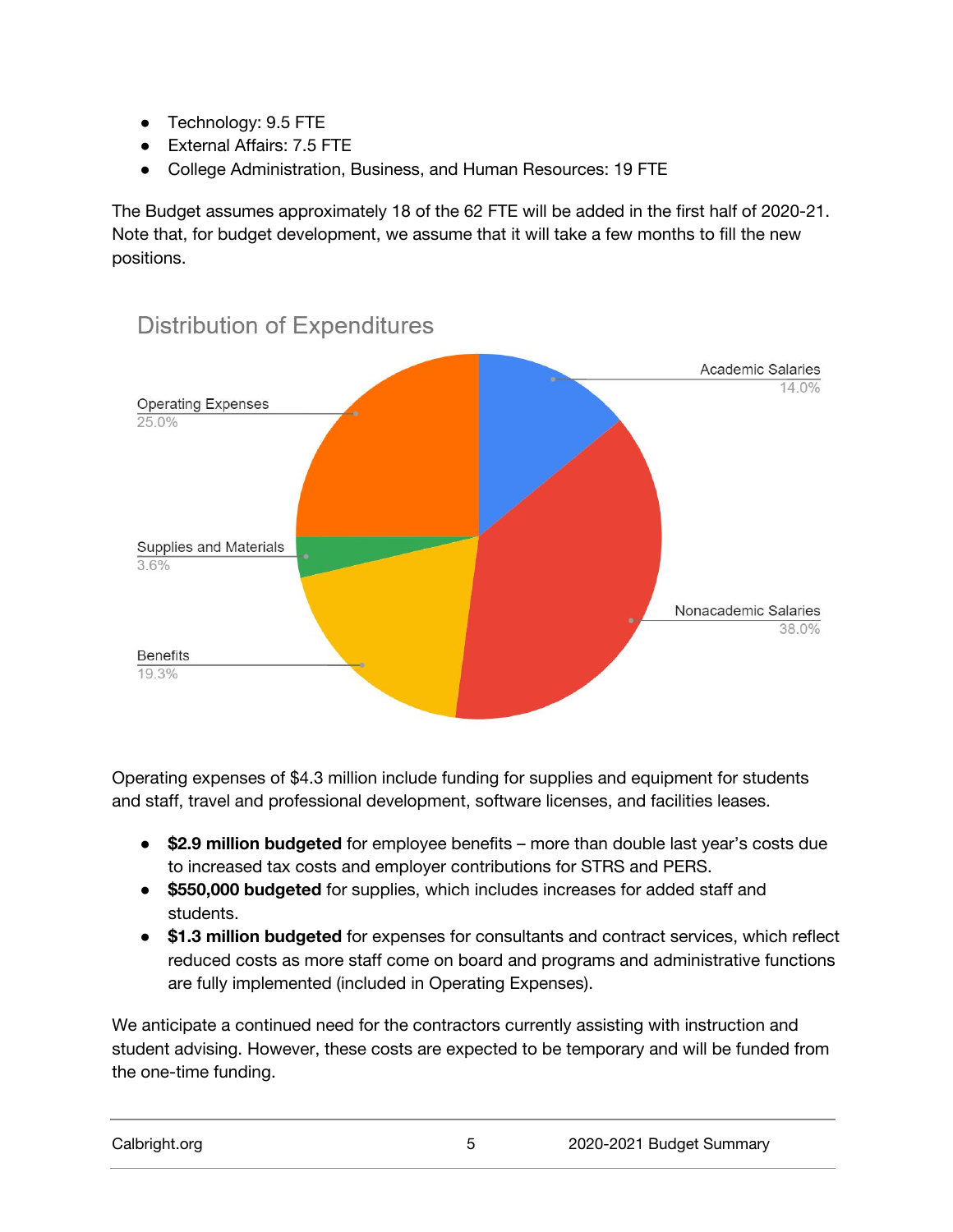- Technology: 9.5 FTE
- External Affairs: 7.5 FTE
- College Administration, Business, and Human Resources: 19 FTE

The Budget assumes approximately 18 of the 62 FTE will be added in the first half of 2020-21. Note that, for budget development, we assume that it will take a few months to fill the new positions.

Distribution of Expenditures

| Category | Share |
|---|---|
| Academic Salaries | 14.0% |
| Nonacademic Salaries | 38.0% |
| Benefits | 19.3% |
| Supplies and Materials | 3.6% |
| Operating Expenses | 25.0% |

Operating expenses of $4.3 million include funding for supplies and equipment for students and staff, travel and professional development, software licenses, and facilities leases.

- **$2.9 million budgeted** for employee benefits – more than double last year's costs due to increased tax costs and employer contributions for STRS and PERS.
- **$550,000 budgeted** for supplies, which includes increases for added staff and students.
- **$1.3 million budgeted** for expenses for consultants and contract services, which reflect reduced costs as more staff come on board and programs and administrative functions are fully implemented (included in Operating Expenses).

We anticipate a continued need for the contractors currently assisting with instruction and student advising. However, these costs are expected to be temporary and will be funded from the one-time funding.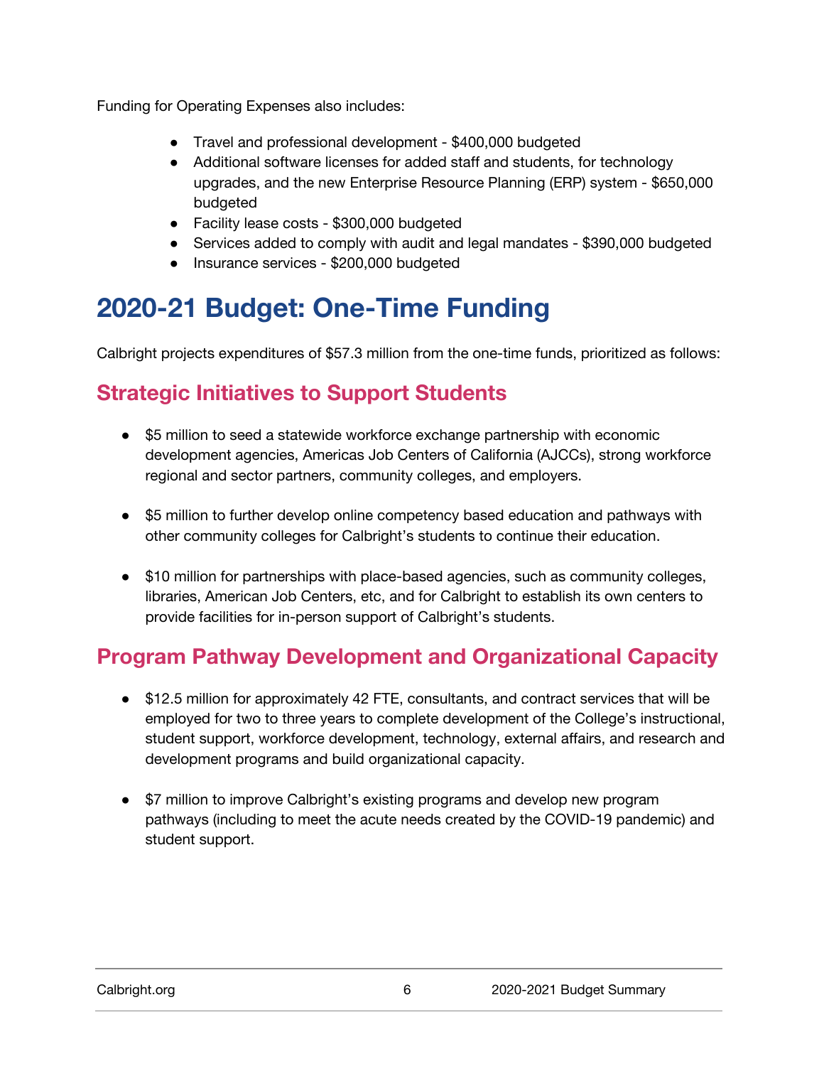Funding for Operating Expenses also includes:

- Travel and professional development - $400,000 budgeted
- Additional software licenses for added staff and students, for technology upgrades, and the new Enterprise Resource Planning (ERP) system - $650,000 budgeted
- Facility lease costs - $300,000 budgeted
- Services added to comply with audit and legal mandates - $390,000 budgeted
- Insurance services - $200,000 budgeted

# 2020-21 Budget: One-Time Funding

Calbright projects expenditures of $57.3 million from the one-time funds, prioritized as follows:

## Strategic Initiatives to Support Students

- $5 million to seed a statewide workforce exchange partnership with economic development agencies, Americas Job Centers of California (AJCCs), strong workforce regional and sector partners, community colleges, and employers.

- $5 million to further develop online competency based education and pathways with other community colleges for Calbright's students to continue their education.

- $10 million for partnerships with place-based agencies, such as community colleges, libraries, American Job Centers, etc, and for Calbright to establish its own centers to provide facilities for in-person support of Calbright's students.

## Program Pathway Development and Organizational Capacity

- $12.5 million for approximately 42 FTE, consultants, and contract services that will be employed for two to three years to complete development of the College's instructional, student support, workforce development, technology, external affairs, and research and development programs and build organizational capacity.

- $7 million to improve Calbright's existing programs and develop new program pathways (including to meet the acute needs created by the COVID-19 pandemic) and student support.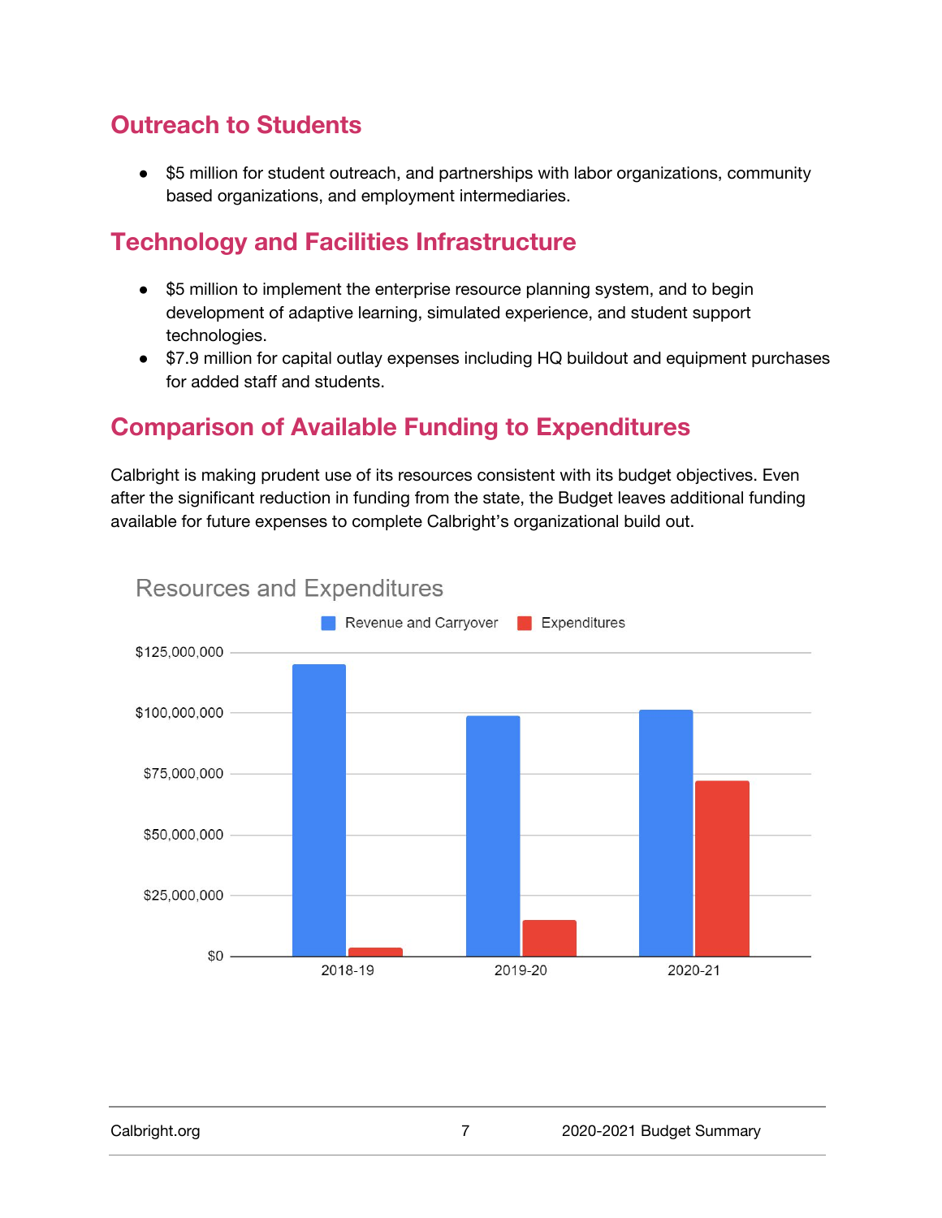## Outreach to Students

- $5 million for student outreach, and partnerships with labor organizations, community based organizations, and employment intermediaries.

## Technology and Facilities Infrastructure

- $5 million to implement the enterprise resource planning system, and to begin development of adaptive learning, simulated experience, and student support technologies.
- $7.9 million for capital outlay expenses including HQ buildout and equipment purchases for added staff and students.

## Comparison of Available Funding to Expenditures

Calbright is making prudent use of its resources consistent with its budget objectives. Even after the significant reduction in funding from the state, the Budget leaves additional funding available for future expenses to complete Calbright's organizational build out.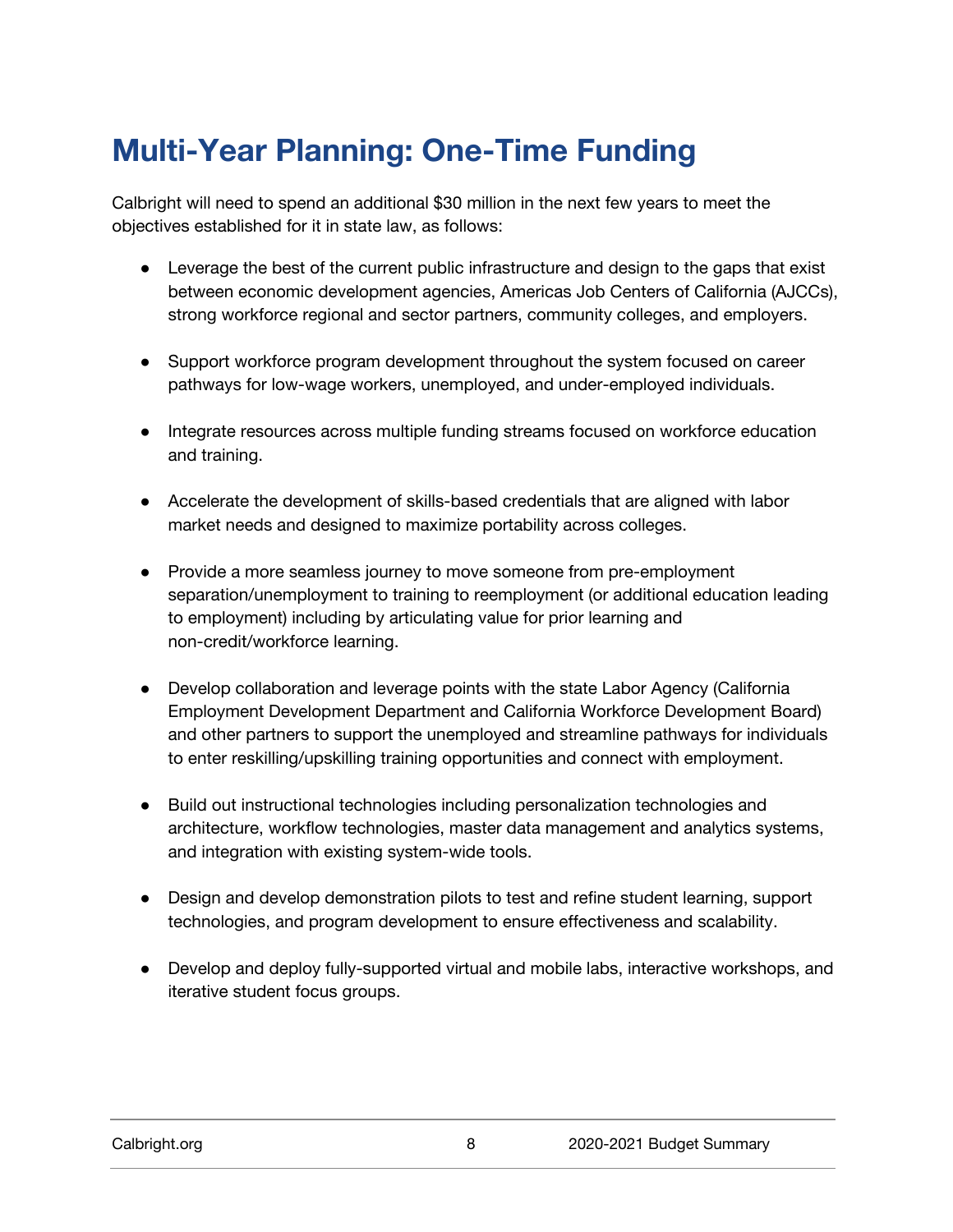# Multi-Year Planning: One-Time Funding

Calbright will need to spend an additional $30 million in the next few years to meet the objectives established for it in state law, as follows:

- Leverage the best of the current public infrastructure and design to the gaps that exist between economic development agencies, Americas Job Centers of California (AJCCs), strong workforce regional and sector partners, community colleges, and employers.
- Support workforce program development throughout the system focused on career pathways for low-wage workers, unemployed, and under-employed individuals.
- Integrate resources across multiple funding streams focused on workforce education and training.
- Accelerate the development of skills-based credentials that are aligned with labor market needs and designed to maximize portability across colleges.
- Provide a more seamless journey to move someone from pre-employment separation/unemployment to training to reemployment (or additional education leading to employment) including by articulating value for prior learning and non-credit/workforce learning.
- Develop collaboration and leverage points with the state Labor Agency (California Employment Development Department and California Workforce Development Board) and other partners to support the unemployed and streamline pathways for individuals to enter reskilling/upskilling training opportunities and connect with employment.
- Build out instructional technologies including personalization technologies and architecture, workflow technologies, master data management and analytics systems, and integration with existing system-wide tools.
- Design and develop demonstration pilots to test and refine student learning, support technologies, and program development to ensure effectiveness and scalability.
- Develop and deploy fully-supported virtual and mobile labs, interactive workshops, and iterative student focus groups.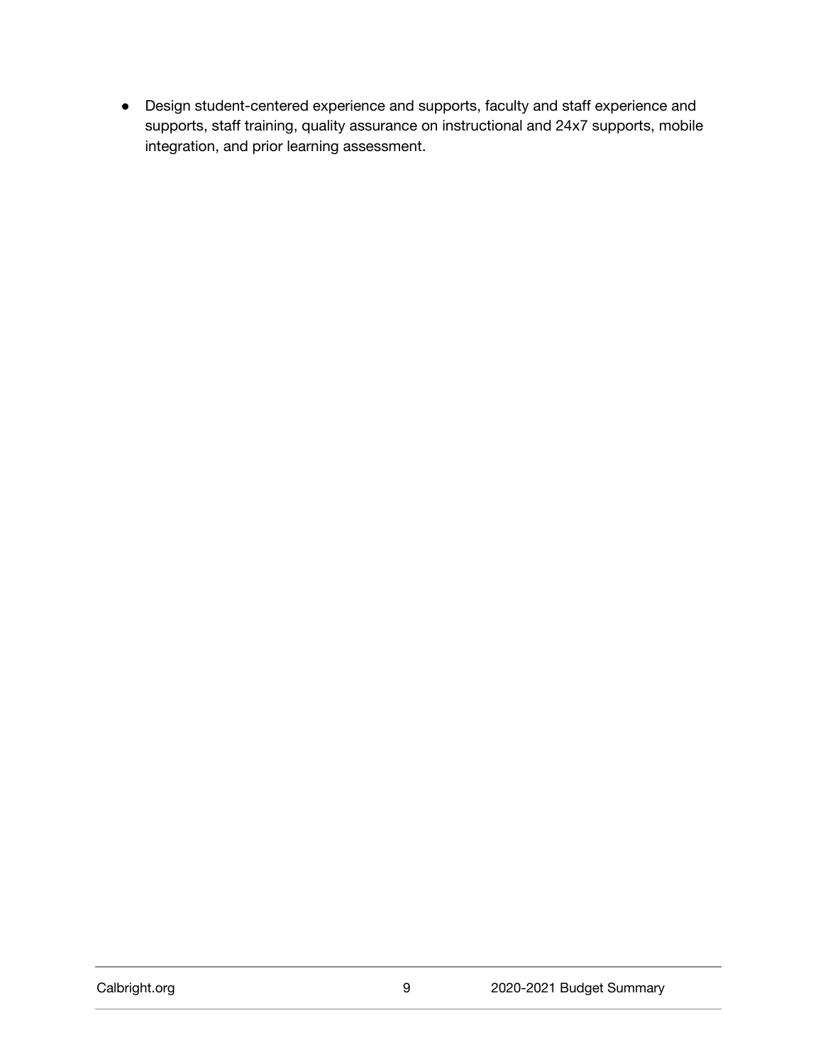- Design student-centered experience and supports, faculty and staff experience and supports, staff training, quality assurance on instructional and 24x7 supports, mobile integration, and prior learning assessment.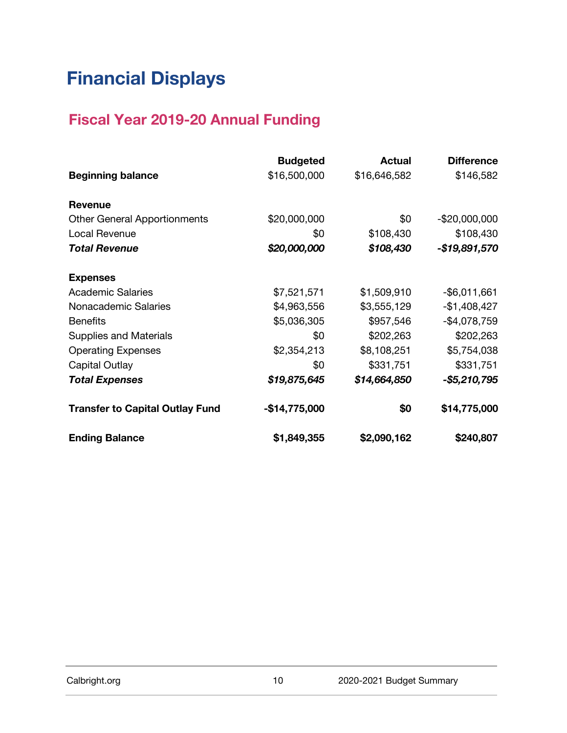# Financial Displays

## Fiscal Year 2019-20 Annual Funding

| | Budgeted | Actual | Difference |
|---|---|---|---|
| **Beginning balance** | $16,500,000 | $16,646,582 | $146,582 |
| | | | |
| **Revenue** | | | |
| Other General Apportionments | $20,000,000 | $0 | -$20,000,000 |
| Local Revenue | $0 | $108,430 | $108,430 |
| ***Total Revenue*** | ***$20,000,000*** | ***$108,430*** | ***-$19,891,570*** |
| | | | |
| **Expenses** | | | |
| Academic Salaries | $7,521,571 | $1,509,910 | -$6,011,661 |
| Nonacademic Salaries | $4,963,556 | $3,555,129 | -$1,408,427 |
| Benefits | $5,036,305 | $957,546 | -$4,078,759 |
| Supplies and Materials | $0 | $202,263 | $202,263 |
| Operating Expenses | $2,354,213 | $8,108,251 | $5,754,038 |
| Capital Outlay | $0 | $331,751 | $331,751 |
| ***Total Expenses*** | ***$19,875,645*** | ***$14,664,850*** | ***-$5,210,795*** |
| | | | |
| **Transfer to Capital Outlay Fund** | **-$14,775,000** | **$0** | **$14,775,000** |
| | | | |
| **Ending Balance** | **$1,849,355** | **$2,090,162** | **$240,807** |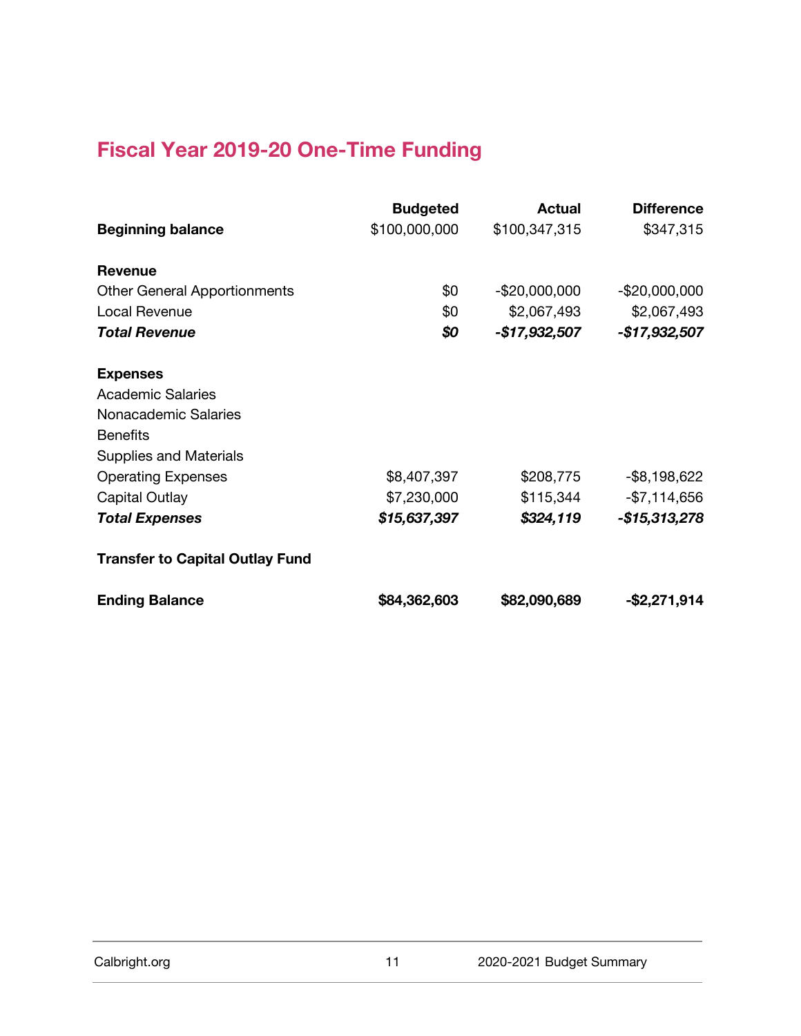## Fiscal Year 2019-20 One-Time Funding

| | Budgeted | Actual | Difference |
|---|---|---|---|
| **Beginning balance** | $100,000,000 | $100,347,315 | $347,315 |
| | | | |
| **Revenue** | | | |
| Other General Apportionments | $0 | -$20,000,000 | -$20,000,000 |
| Local Revenue | $0 | $2,067,493 | $2,067,493 |
| ***Total Revenue*** | ***$0*** | ***-$17,932,507*** | ***-$17,932,507*** |
| | | | |
| **Expenses** | | | |
| Academic Salaries | | | |
| Nonacademic Salaries | | | |
| Benefits | | | |
| Supplies and Materials | | | |
| Operating Expenses | $8,407,397 | $208,775 | -$8,198,622 |
| Capital Outlay | $7,230,000 | $115,344 | -$7,114,656 |
| ***Total Expenses*** | ***$15,637,397*** | ***$324,119*** | ***-$15,313,278*** |
| | | | |
| **Transfer to Capital Outlay Fund** | | | |
| | | | |
| **Ending Balance** | **$84,362,603** | **$82,090,689** | **-$2,271,914** |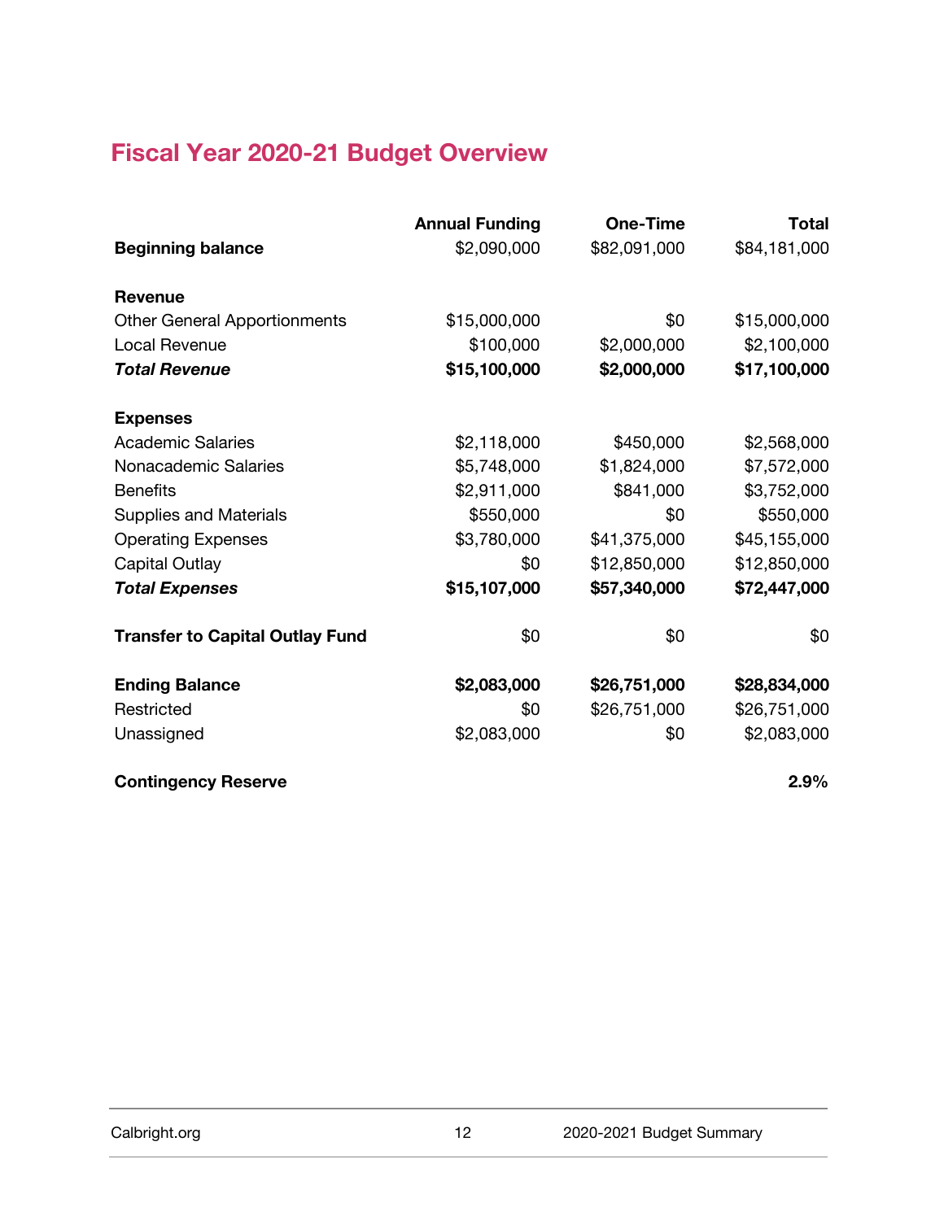## Fiscal Year 2020-21 Budget Overview

| | Annual Funding | One-Time | Total |
|---|---|---|---|
| **Beginning balance** | $2,090,000 | $82,091,000 | $84,181,000 |
| | | | |
| **Revenue** | | | |
| Other General Apportionments | $15,000,000 | $0 | $15,000,000 |
| Local Revenue | $100,000 | $2,000,000 | $2,100,000 |
| ***Total Revenue*** | **$15,100,000** | **$2,000,000** | **$17,100,000** |
| | | | |
| **Expenses** | | | |
| Academic Salaries | $2,118,000 | $450,000 | $2,568,000 |
| Nonacademic Salaries | $5,748,000 | $1,824,000 | $7,572,000 |
| Benefits | $2,911,000 | $841,000 | $3,752,000 |
| Supplies and Materials | $550,000 | $0 | $550,000 |
| Operating Expenses | $3,780,000 | $41,375,000 | $45,155,000 |
| Capital Outlay | $0 | $12,850,000 | $12,850,000 |
| ***Total Expenses*** | **$15,107,000** | **$57,340,000** | **$72,447,000** |
| | | | |
| **Transfer to Capital Outlay Fund** | $0 | $0 | $0 |
| | | | |
| **Ending Balance** | **$2,083,000** | **$26,751,000** | **$28,834,000** |
| Restricted | $0 | $26,751,000 | $26,751,000 |
| Unassigned | $2,083,000 | $0 | $2,083,000 |
| | | | |
| **Contingency Reserve** | | | **2.9%** |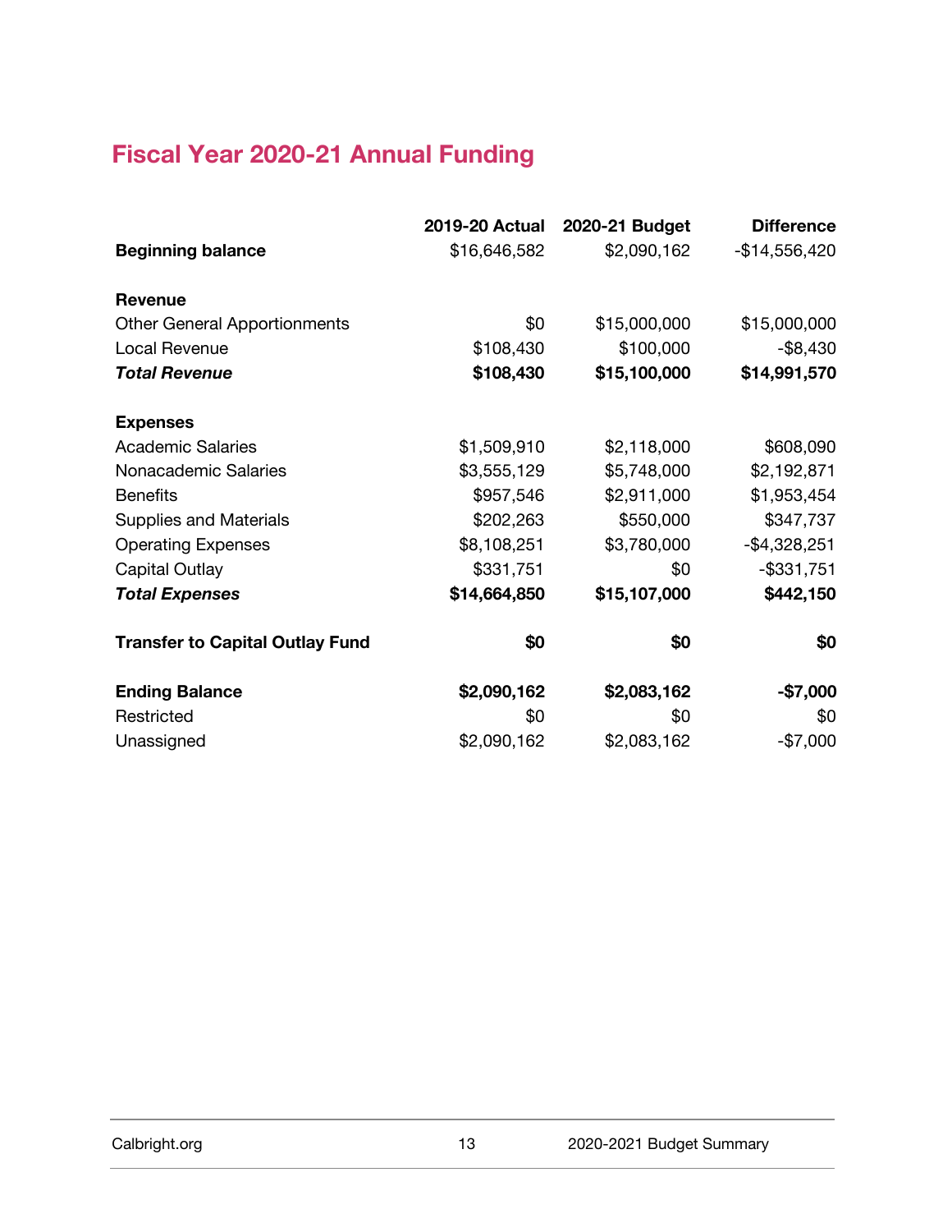## Fiscal Year 2020-21 Annual Funding

| | 2019-20 Actual | 2020-21 Budget | Difference |
|---|---|---|---|
| **Beginning balance** | $16,646,582 | $2,090,162 | -$14,556,420 |
| | | | |
| **Revenue** | | | |
| Other General Apportionments | $0 | $15,000,000 | $15,000,000 |
| Local Revenue | $108,430 | $100,000 | -$8,430 |
| ***Total Revenue*** | **$108,430** | **$15,100,000** | **$14,991,570** |
| | | | |
| **Expenses** | | | |
| Academic Salaries | $1,509,910 | $2,118,000 | $608,090 |
| Nonacademic Salaries | $3,555,129 | $5,748,000 | $2,192,871 |
| Benefits | $957,546 | $2,911,000 | $1,953,454 |
| Supplies and Materials | $202,263 | $550,000 | $347,737 |
| Operating Expenses | $8,108,251 | $3,780,000 | -$4,328,251 |
| Capital Outlay | $331,751 | $0 | -$331,751 |
| ***Total Expenses*** | **$14,664,850** | **$15,107,000** | **$442,150** |
| | | | |
| **Transfer to Capital Outlay Fund** | **$0** | **$0** | **$0** |
| | | | |
| **Ending Balance** | **$2,090,162** | **$2,083,162** | **-$7,000** |
| Restricted | $0 | $0 | $0 |
| Unassigned | $2,090,162 | $2,083,162 | -$7,000 |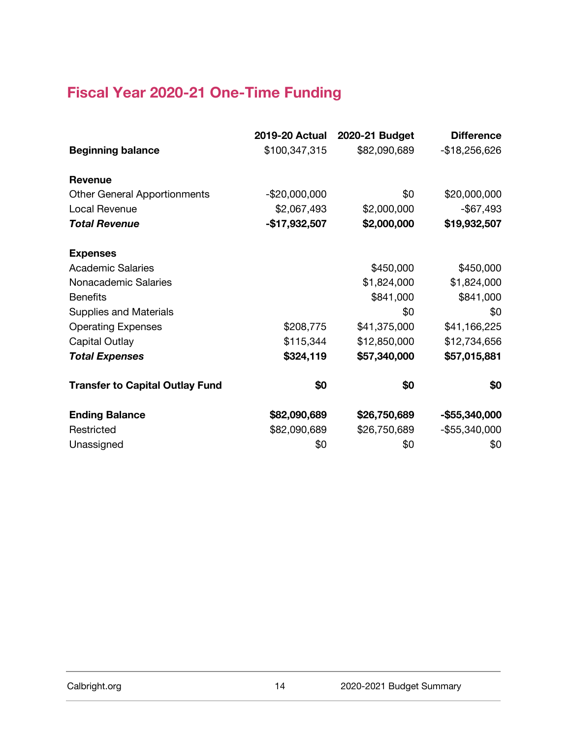# Fiscal Year 2020-21 One-Time Funding

| | 2019-20 Actual | 2020-21 Budget | Difference |
|---|---|---|---|
| **Beginning balance** | $100,347,315 | $82,090,689 | -$18,256,626 |
| | | | |
| **Revenue** | | | |
| Other General Apportionments | -$20,000,000 | $0 | $20,000,000 |
| Local Revenue | $2,067,493 | $2,000,000 | -$67,493 |
| ***Total Revenue*** | **-$17,932,507** | **$2,000,000** | **$19,932,507** |
| | | | |
| **Expenses** | | | |
| Academic Salaries | | $450,000 | $450,000 |
| Nonacademic Salaries | | $1,824,000 | $1,824,000 |
| Benefits | | $841,000 | $841,000 |
| Supplies and Materials | | $0 | $0 |
| Operating Expenses | $208,775 | $41,375,000 | $41,166,225 |
| Capital Outlay | $115,344 | $12,850,000 | $12,734,656 |
| ***Total Expenses*** | **$324,119** | **$57,340,000** | **$57,015,881** |
| | | | |
| **Transfer to Capital Outlay Fund** | **$0** | **$0** | **$0** |
| | | | |
| **Ending Balance** | **$82,090,689** | **$26,750,689** | **-$55,340,000** |
| Restricted | $82,090,689 | $26,750,689 | -$55,340,000 |
| Unassigned | $0 | $0 | $0 |